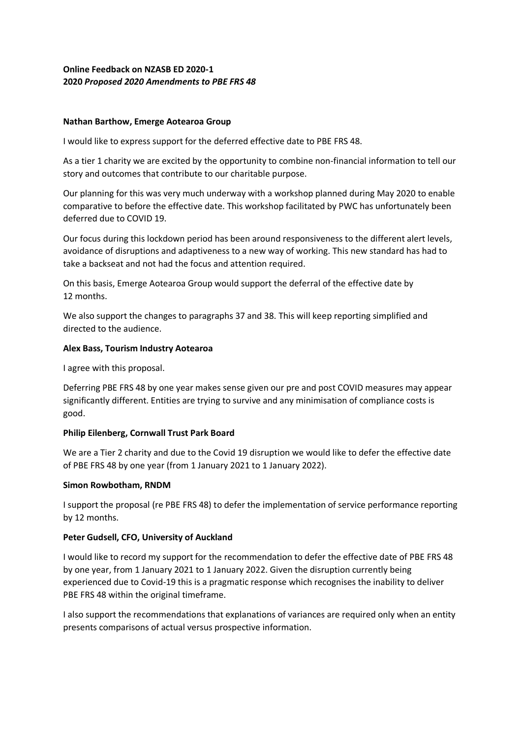**Online Feedback on NZASB ED 2020-1**
**2020 *Proposed 2020 Amendments to PBE FRS 48***

**Nathan Barthow, Emerge Aotearoa Group**

I would like to express support for the deferred effective date to PBE FRS 48.

As a tier 1 charity we are excited by the opportunity to combine non-financial information to tell our story and outcomes that contribute to our charitable purpose.

Our planning for this was very much underway with a workshop planned during May 2020 to enable comparative to before the effective date. This workshop facilitated by PWC has unfortunately been deferred due to COVID 19.

Our focus during this lockdown period has been around responsiveness to the different alert levels, avoidance of disruptions and adaptiveness to a new way of working. This new standard has had to take a backseat and not had the focus and attention required.

On this basis, Emerge Aotearoa Group would support the deferral of the effective date by 12 months.

We also support the changes to paragraphs 37 and 38. This will keep reporting simplified and directed to the audience.

**Alex Bass, Tourism Industry Aotearoa**

I agree with this proposal.

Deferring PBE FRS 48 by one year makes sense given our pre and post COVID measures may appear significantly different. Entities are trying to survive and any minimisation of compliance costs is good.

**Philip Eilenberg, Cornwall Trust Park Board**

We are a Tier 2 charity and due to the Covid 19 disruption we would like to defer the effective date of PBE FRS 48 by one year (from 1 January 2021 to 1 January 2022).

**Simon Rowbotham, RNDM**

I support the proposal (re PBE FRS 48) to defer the implementation of service performance reporting by 12 months.

**Peter Gudsell, CFO, University of Auckland**

I would like to record my support for the recommendation to defer the effective date of PBE FRS 48 by one year, from 1 January 2021 to 1 January 2022. Given the disruption currently being experienced due to Covid-19 this is a pragmatic response which recognises the inability to deliver PBE FRS 48 within the original timeframe.

I also support the recommendations that explanations of variances are required only when an entity presents comparisons of actual versus prospective information.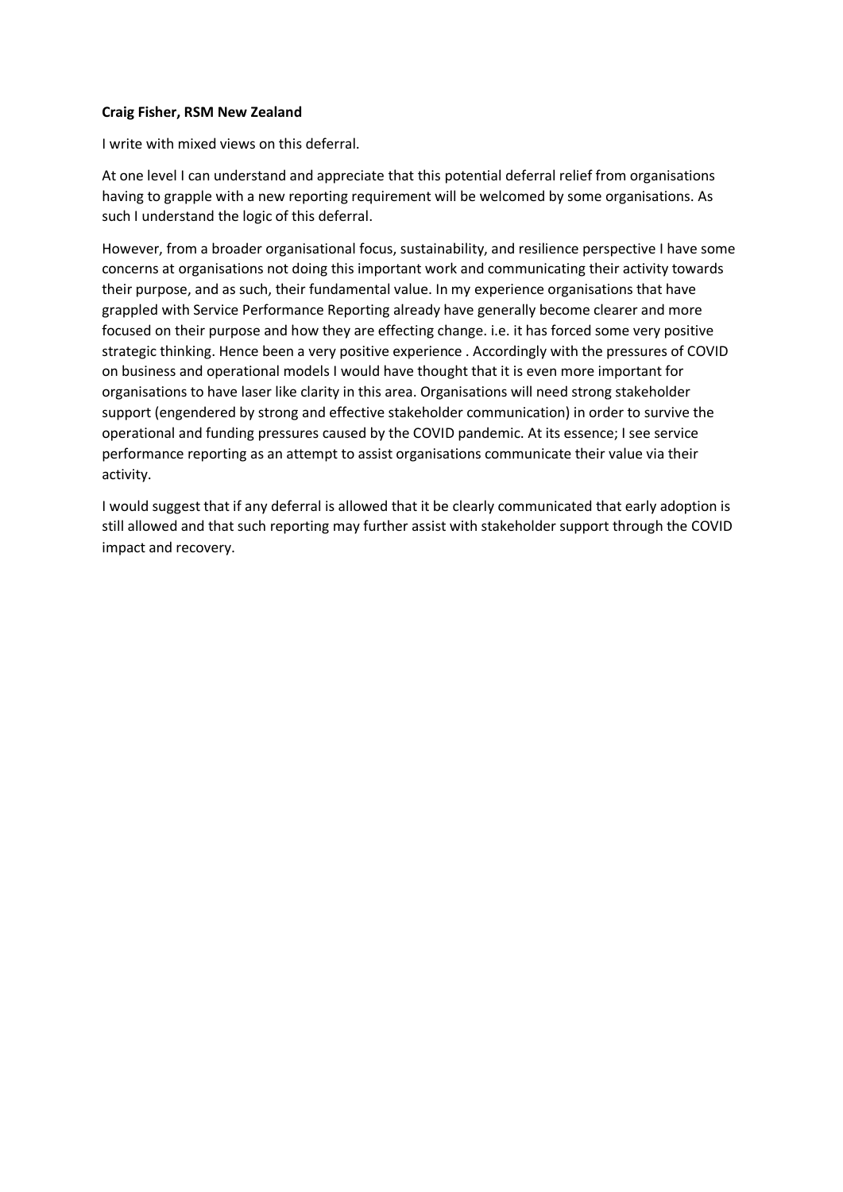**Craig Fisher, RSM New Zealand**

I write with mixed views on this deferral.

At one level I can understand and appreciate that this potential deferral relief from organisations having to grapple with a new reporting requirement will be welcomed by some organisations. As such I understand the logic of this deferral.

However, from a broader organisational focus, sustainability, and resilience perspective I have some concerns at organisations not doing this important work and communicating their activity towards their purpose, and as such, their fundamental value. In my experience organisations that have grappled with Service Performance Reporting already have generally become clearer and more focused on their purpose and how they are effecting change. i.e. it has forced some very positive strategic thinking. Hence been a very positive experience . Accordingly with the pressures of COVID on business and operational models I would have thought that it is even more important for organisations to have laser like clarity in this area. Organisations will need strong stakeholder support (engendered by strong and effective stakeholder communication) in order to survive the operational and funding pressures caused by the COVID pandemic. At its essence; I see service performance reporting as an attempt to assist organisations communicate their value via their activity.

I would suggest that if any deferral is allowed that it be clearly communicated that early adoption is still allowed and that such reporting may further assist with stakeholder support through the COVID impact and recovery.